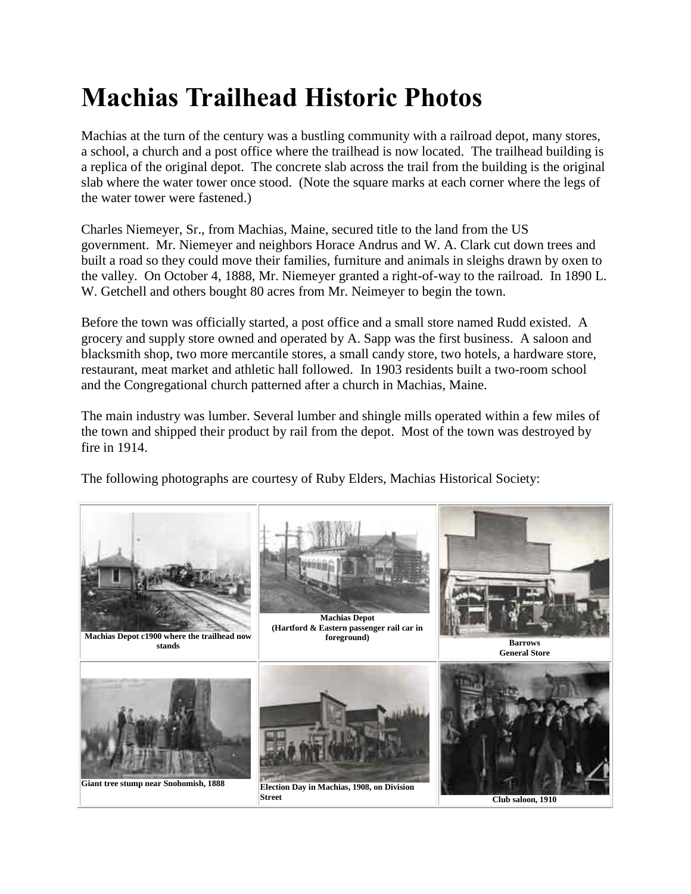# Machias Trailhead Historic Photos

Machias at the turn of the century was a bustling community with a railroad depot, many stores, a school, a church and a post office where the trailhead is now located. The trailhead building is a replica of the original depot. The concrete slab across the trail from the building is the original slab where the water tower once stood. (Note the square marks at each corner where the legs of the water tower were fastened.)

Charles Niemeyer, Sr., from Machias, Maine, secured title to the land from the US government. Mr. Niemeyer and neighbors Horace Andrus and W. A. Clark cut down trees and built a road so they could move their families, furniture and animals in sleighs drawn by oxen to the valley. On October 4, 1888, Mr. Niemeyer granted a right-of-way to the railroad. In 1890 L. W. Getchell and others bought 80 acres from Mr. Neimeyer to begin the town.

Before the town was officially started, a post office and a small store named Rudd existed. A grocery and supply store owned and operated by A. Sapp was the first business. A saloon and blacksmith shop, two more mercantile stores, a small candy store, two hotels, a hardware store, restaurant, meat market and athletic hall followed. In 1903 residents built a two-room school and the Congregational church patterned after a church in Machias, Maine.

The main industry was lumber. Several lumber and shingle mills operated within a few miles of the town and shipped their product by rail from the depot. Most of the town was destroyed by fire in 1914.

The following photographs are courtesy of Ruby Elders, Machias Historical Society:

| | | |
|---|---|---|
| **Machias Depot c1900 where the trailhead now stands** | **Machias Depot (Hartford & Eastern passenger rail car in foreground)** | **Barrows General Store** |
| **Giant tree stump near Snohomish, 1888** | **Election Day in Machias, 1908, on Division Street** | **Club saloon, 1910** |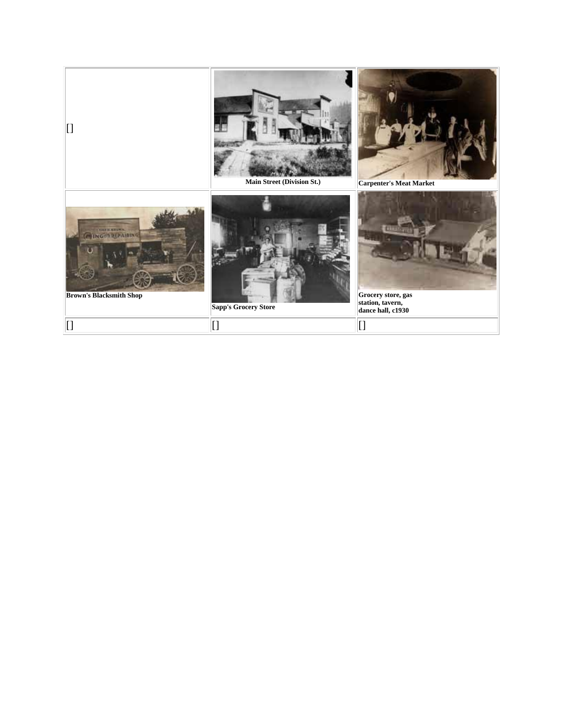| | | |
|---|---|---|
| [] | Main Street (Division St.) | Carpenter's Meat Market |
| Brown's Blacksmith Shop | Sapp's Grocery Store | Grocery store, gas station, tavern, dance hall, c1930 |
| [] | [] | [] |